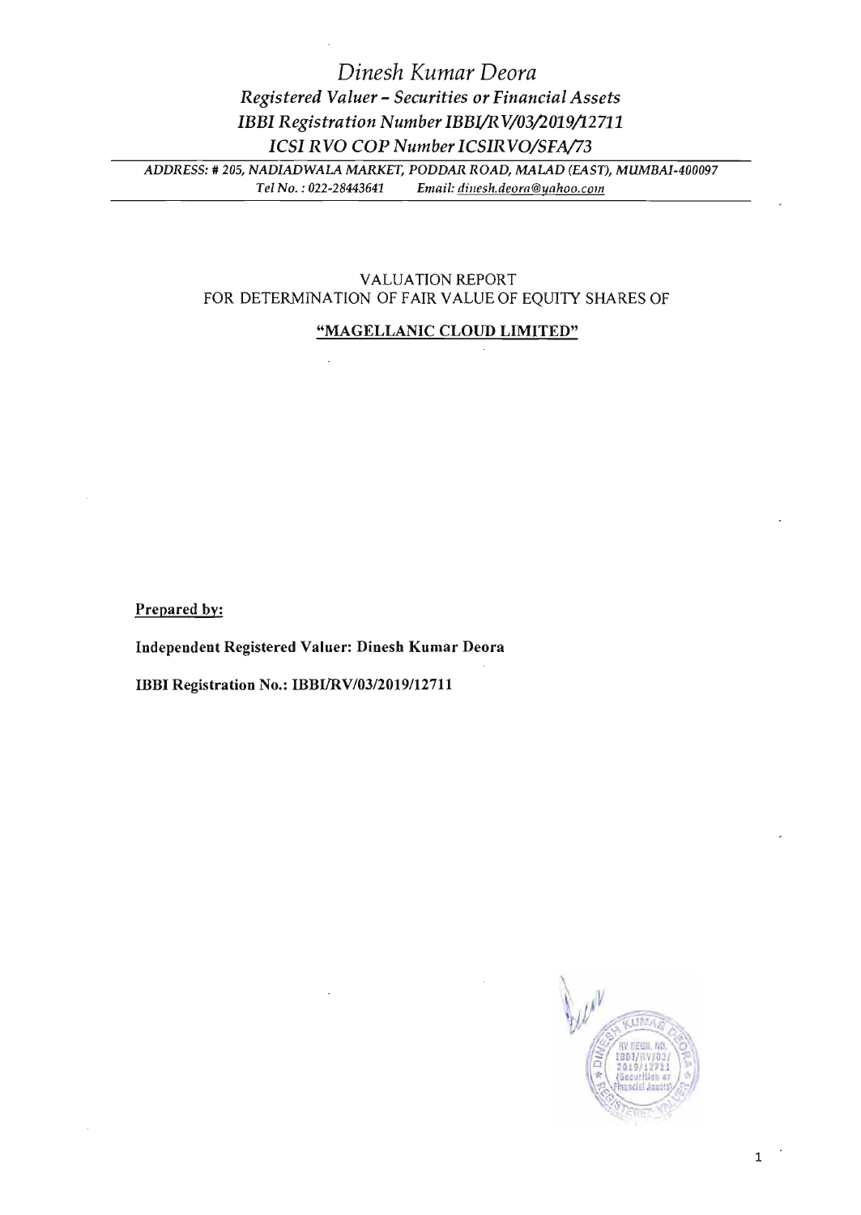# *Dinesh Kumar Deora*

### *Registered Valuer – Securities or Financial Assets*
### *IBBI Registration Number IBBI/RV/03/2019/12711*
### *ICSI RVO COP Number ICSIRVO/SFA/73*

*ADDRESS: # 205, NADIADWALA MARKET, PODDAR ROAD, MALAD (EAST), MUMBAI-400097*
*Tel No. : 022-28443641 Email: dinesh.deora@yahoo.com*

VALUATION REPORT
FOR DETERMINATION OF FAIR VALUE OF EQUITY SHARES OF

**"MAGELLANIC CLOUD LIMITED"**

**Prepared by:**

**Independent Registered Valuer: Dinesh Kumar Deora**

**IBBI Registration No.: IBBI/RV/03/2019/12711**

DINESH KUMAR DEORA
RV REGN. NO.
IBBI/RV/03/
2019/12711
(Securities or Financial Assets)
REGISTERED VALUER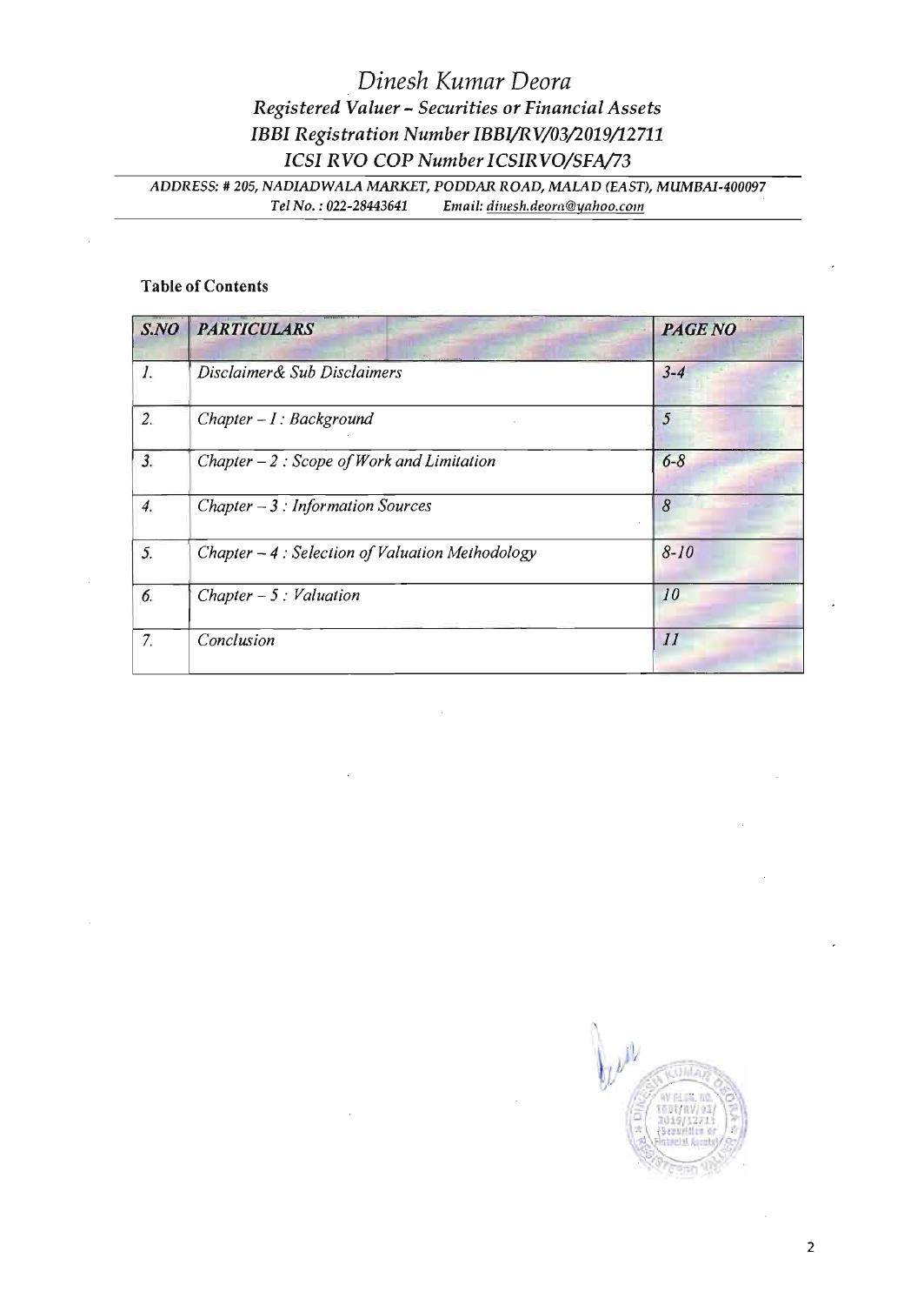# *Dinesh Kumar Deora*

## *Registered Valuer – Securities or Financial Assets*

## *IBBI Registration Number IBBI/RV/03/2019/12711*

## *ICSI RVO COP Number ICSIRVO/SFA/73*

*ADDRESS: # 205, NADIADWALA MARKET, PODDAR ROAD, MALAD (EAST), MUMBAI-400097*
*Tel No. : 022-28443641 Email: dinesh.deora@yahoo.com*

**Table of Contents**

| S.NO | PARTICULARS | PAGE NO |
|---|---|---|
| 1. | Disclaimer& Sub Disclaimers | 3-4 |
| 2. | Chapter – 1 : Background | 5 |
| 3. | Chapter – 2 : Scope of Work and Limitation | 6-8 |
| 4. | Chapter – 3 : Information Sources | 8 |
| 5. | Chapter – 4 : Selection of Valuation Methodology | 8-10 |
| 6. | Chapter – 5 : Valuation | 10 |
| 7. | Conclusion | 11 |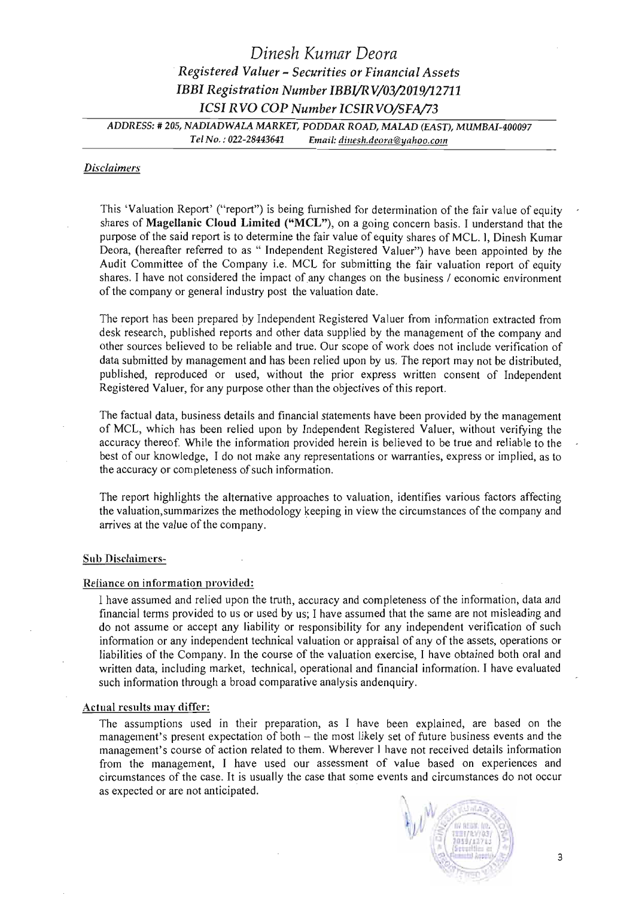# Dinesh Kumar Deora

## Registered Valuer – Securities or Financial Assets

## IBBI Registration Number IBBI/RV/03/2019/12711

## ICSI RVO COP Number ICSIRVO/SFA/73

*ADDRESS: # 205, NADIADWALA MARKET, PODDAR ROAD, MALAD (EAST), MUMBAI-400097*
*Tel No. : 022-28443641 Email: dinesh.deora@yahoo.com*

### *Disclaimers*

This 'Valuation Report' ("report") is being furnished for determination of the fair value of equity shares of **Magellanic Cloud Limited ("MCL")**, on a going concern basis. I understand that the purpose of the said report is to determine the fair value of equity shares of MCL. I, Dinesh Kumar Deora, (hereafter referred to as " Independent Registered Valuer") have been appointed by the Audit Committee of the Company i.e. MCL for submitting the fair valuation report of equity shares. I have not considered the impact of any changes on the business / economic environment of the company or general industry post the valuation date.

The report has been prepared by Independent Registered Valuer from information extracted from desk research, published reports and other data supplied by the management of the company and other sources believed to be reliable and true. Our scope of work does not include verification of data submitted by management and has been relied upon by us. The report may not be distributed, published, reproduced or used, without the prior express written consent of Independent Registered Valuer, for any purpose other than the objectives of this report.

The factual data, business details and financial statements have been provided by the management of MCL, which has been relied upon by Independent Registered Valuer, without verifying the accuracy thereof. While the information provided herein is believed to be true and reliable to the best of our knowledge, I do not make any representations or warranties, express or implied, as to the accuracy or completeness of such information.

The report highlights the alternative approaches to valuation, identifies various factors affecting the valuation,summarizes the methodology keeping in view the circumstances of the company and arrives at the value of the company.

### Sub Disclaimers-

#### Reliance on information provided:

I have assumed and relied upon the truth, accuracy and completeness of the information, data and financial terms provided to us or used by us; I have assumed that the same are not misleading and do not assume or accept any liability or responsibility for any independent verification of such information or any independent technical valuation or appraisal of any of the assets, operations or liabilities of the Company. In the course of the valuation exercise, I have obtained both oral and written data, including market, technical, operational and financial information. I have evaluated such information through a broad comparative analysis andenquiry.

#### Actual results may differ:

The assumptions used in their preparation, as I have been explained, are based on the management's present expectation of both – the most likely set of future business events and the management's course of action related to them. Wherever I have not received details information from the management, I have used our assessment of value based on experiences and circumstances of the case. It is usually the case that some events and circumstances do not occur as expected or are not anticipated.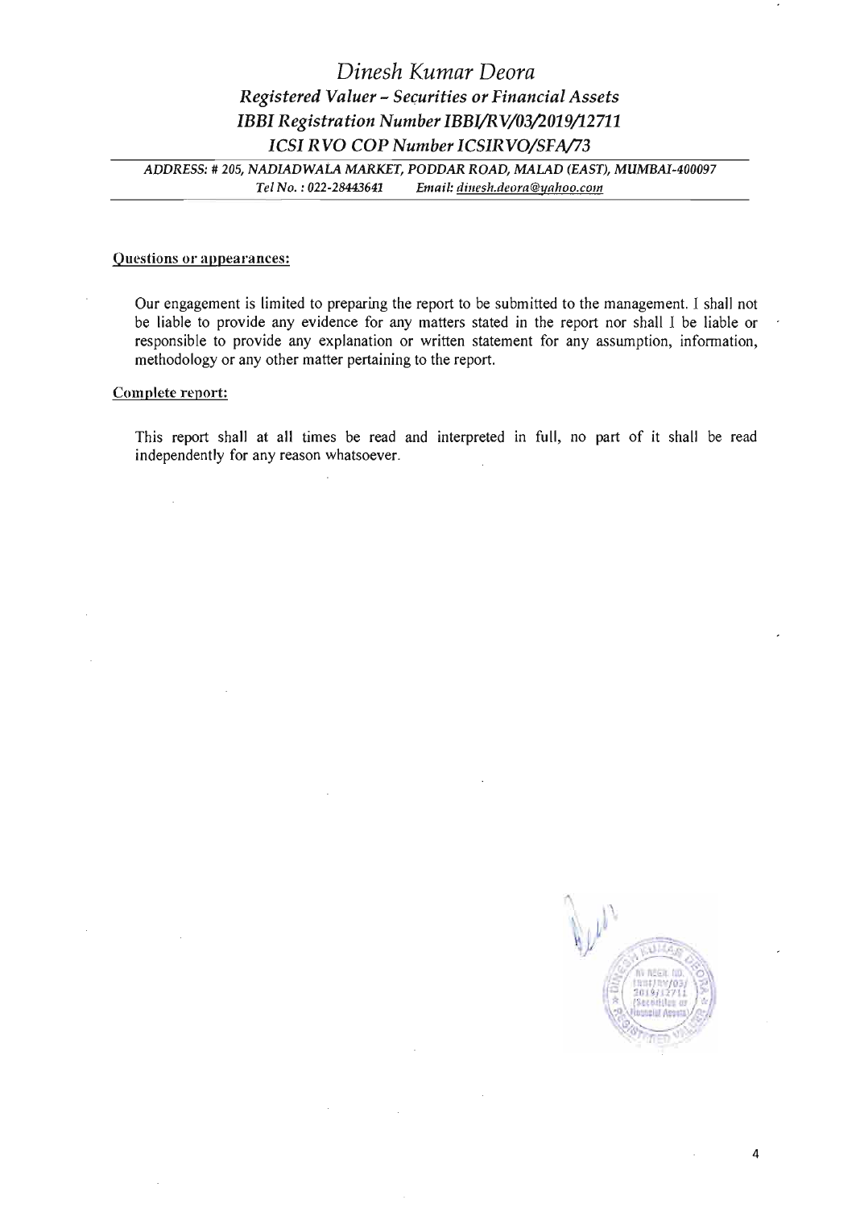**Questions or appearances:**

Our engagement is limited to preparing the report to be submitted to the management. I shall not be liable to provide any evidence for any matters stated in the report nor shall I be liable or responsible to provide any explanation or written statement for any assumption, information, methodology or any other matter pertaining to the report.

**Complete report:**

This report shall at all times be read and interpreted in full, no part of it shall be read independently for any reason whatsoever.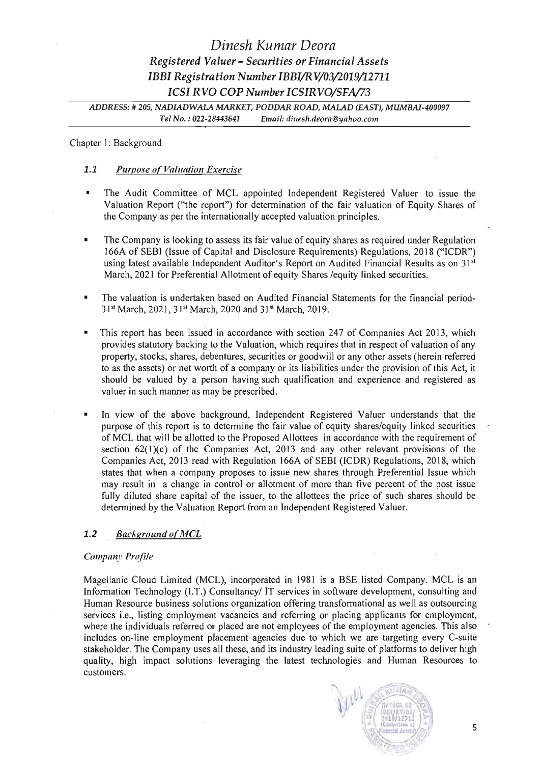Chapter 1: Background

### 1.1 *Purpose of Valuation Exercise*

- The Audit Committee of MCL appointed Independent Registered Valuer to issue the Valuation Report ("the report") for determination of the fair valuation of Equity Shares of the Company as per the internationally accepted valuation principles.
- The Company is looking to assess its fair value of equity shares as required under Regulation 166A of SEBI (Issue of Capital and Disclosure Requirements) Regulations, 2018 ("ICDR") using latest available Independent Auditor's Report on Audited Financial Results as on 31st March, 2021 for Preferential Allotment of equity Shares /equity linked securities.
- The valuation is undertaken based on Audited Financial Statements for the financial period- 31st March, 2021, 31st March, 2020 and 31st March, 2019.
- This report has been issued in accordance with section 247 of Companies Act 2013, which provides statutory backing to the Valuation, which requires that in respect of valuation of any property, stocks, shares, debentures, securities or goodwill or any other assets (herein referred to as the assets) or net worth of a company or its liabilities under the provision of this Act, it should be valued by a person having such qualification and experience and registered as valuer in such manner as may be prescribed.
- In view of the above background, Independent Registered Valuer understands that the purpose of this report is to determine the fair value of equity shares/equity linked securities of MCL that will be allotted to the Proposed Allottees in accordance with the requirement of section 62(1)(c) of the Companies Act, 2013 and any other relevant provisions of the Companies Act, 2013 read with Regulation 166A of SEBI (ICDR) Regulations, 2018, which states that when a company proposes to issue new shares through Preferential Issue which may result in a change in control or allotment of more than five percent of the post issue fully diluted share capital of the issuer, to the allottees the price of such shares should be determined by the Valuation Report from an Independent Registered Valuer.

### 1.2 *Background of MCL*

*Company Profile*

Magellanic Cloud Limited (MCL), incorporated in 1981 is a BSE listed Company. MCL is an Information Technology (I.T.) Consultancy/ IT services in software development, consulting and Human Resource business solutions organization offering transformational as well as outsourcing services i.e., listing employment vacancies and referring or placing applicants for employment, where the individuals referred or placed are not employees of the employment agencies. This also includes on-line employment placement agencies due to which we are targeting every C-suite stakeholder. The Company uses all these, and its industry leading suite of platforms to deliver high quality, high impact solutions leveraging the latest technologies and Human Resources to customers.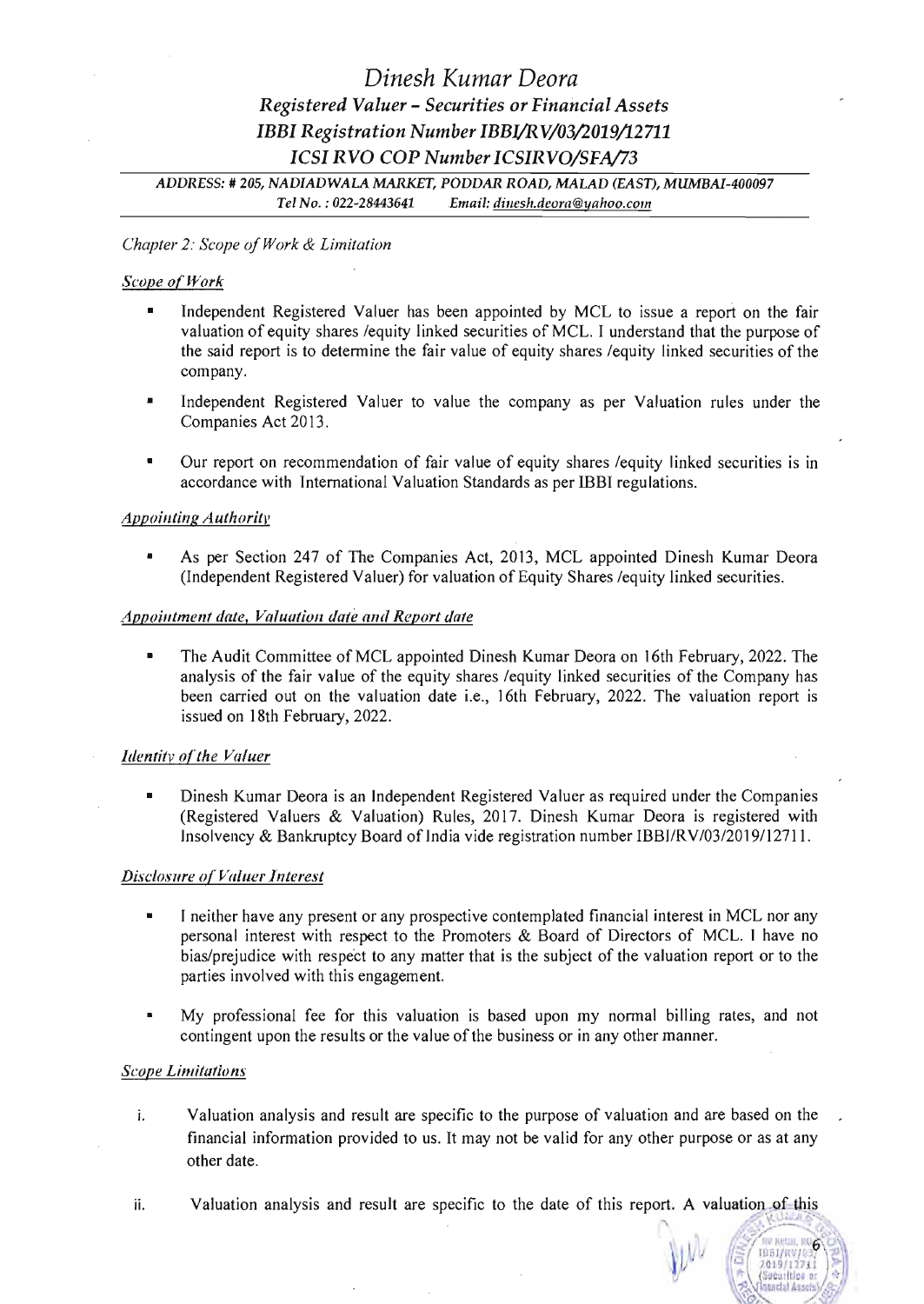*Chapter 2: Scope of Work & Limitation*

*Scope of Work*

- Independent Registered Valuer has been appointed by MCL to issue a report on the fair valuation of equity shares /equity linked securities of MCL. I understand that the purpose of the said report is to determine the fair value of equity shares /equity linked securities of the company.
- Independent Registered Valuer to value the company as per Valuation rules under the Companies Act 2013.
- Our report on recommendation of fair value of equity shares /equity linked securities is in accordance with International Valuation Standards as per IBBI regulations.

*Appointing Authority*

- As per Section 247 of The Companies Act, 2013, MCL appointed Dinesh Kumar Deora (Independent Registered Valuer) for valuation of Equity Shares /equity linked securities.

*Appointment date, Valuation date and Report date*

- The Audit Committee of MCL appointed Dinesh Kumar Deora on 16th February, 2022. The analysis of the fair value of the equity shares /equity linked securities of the Company has been carried out on the valuation date i.e., 16th February, 2022. The valuation report is issued on 18th February, 2022.

*Identity of the Valuer*

- Dinesh Kumar Deora is an Independent Registered Valuer as required under the Companies (Registered Valuers & Valuation) Rules, 2017. Dinesh Kumar Deora is registered with Insolvency & Bankruptcy Board of India vide registration number IBBI/RV/03/2019/12711.

*Disclosure of Valuer Interest*

- I neither have any present or any prospective contemplated financial interest in MCL nor any personal interest with respect to the Promoters & Board of Directors of MCL. I have no bias/prejudice with respect to any matter that is the subject of the valuation report or to the parties involved with this engagement.
- My professional fee for this valuation is based upon my normal billing rates, and not contingent upon the results or the value of the business or in any other manner.

*Scope Limitations*

i. Valuation analysis and result are specific to the purpose of valuation and are based on the financial information provided to us. It may not be valid for any other purpose or as at any other date.

ii. Valuation analysis and result are specific to the date of this report. A valuation of this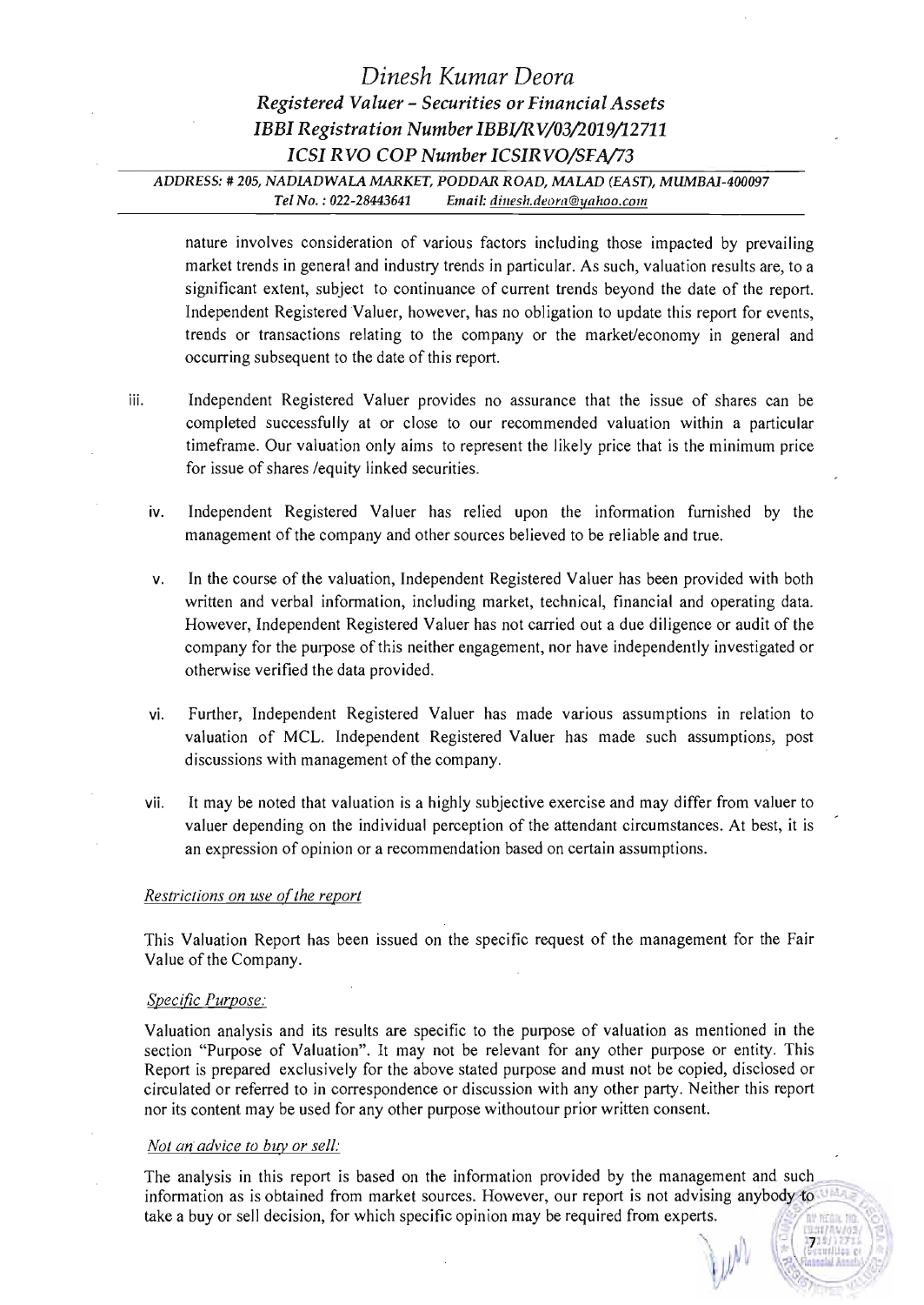nature involves consideration of various factors including those impacted by prevailing market trends in general and industry trends in particular. As such, valuation results are, to a significant extent, subject to continuance of current trends beyond the date of the report. Independent Registered Valuer, however, has no obligation to update this report for events, trends or transactions relating to the company or the market/economy in general and occurring subsequent to the date of this report.

iii. Independent Registered Valuer provides no assurance that the issue of shares can be completed successfully at or close to our recommended valuation within a particular timeframe. Our valuation only aims to represent the likely price that is the minimum price for issue of shares /equity linked securities.

iv. Independent Registered Valuer has relied upon the information furnished by the management of the company and other sources believed to be reliable and true.

v. In the course of the valuation, Independent Registered Valuer has been provided with both written and verbal information, including market, technical, financial and operating data. However, Independent Registered Valuer has not carried out a due diligence or audit of the company for the purpose of this neither engagement, nor have independently investigated or otherwise verified the data provided.

vi. Further, Independent Registered Valuer has made various assumptions in relation to valuation of MCL. Independent Registered Valuer has made such assumptions, post discussions with management of the company.

vii. It may be noted that valuation is a highly subjective exercise and may differ from valuer to valuer depending on the individual perception of the attendant circumstances. At best, it is an expression of opinion or a recommendation based on certain assumptions.

*Restrictions on use of the report*

This Valuation Report has been issued on the specific request of the management for the Fair Value of the Company.

*Specific Purpose:*

Valuation analysis and its results are specific to the purpose of valuation as mentioned in the section "Purpose of Valuation". It may not be relevant for any other purpose or entity. This Report is prepared exclusively for the above stated purpose and must not be copied, disclosed or circulated or referred to in correspondence or discussion with any other party. Neither this report nor its content may be used for any other purpose withoutour prior written consent.

*Not an advice to buy or sell:*

The analysis in this report is based on the information provided by the management and such information as is obtained from market sources. However, our report is not advising anybody to take a buy or sell decision, for which specific opinion may be required from experts.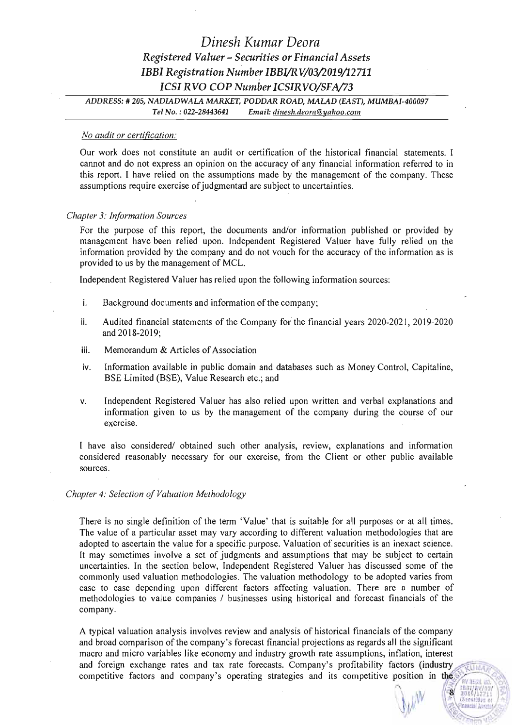*No audit or certification:*

Our work does not constitute an audit or certification of the historical financial statements. I cannot and do not express an opinion on the accuracy of any financial information referred to in this report. I have relied on the assumptions made by the management of the company. These assumptions require exercise of judgmentand are subject to uncertainties.

*Chapter 3: Information Sources*

For the purpose of this report, the documents and/or information published or provided by management have been relied upon. Independent Registered Valuer have fully relied on the information provided by the company and do not vouch for the accuracy of the information as is provided to us by the management of MCL.

Independent Registered Valuer has relied upon the following information sources:

i. Background documents and information of the company;

ii. Audited financial statements of the Company for the financial years 2020-2021, 2019-2020 and 2018-2019;

iii. Memorandum & Articles of Association

iv. Information available in public domain and databases such as Money Control, Capitaline, BSE Limited (BSE), Value Research etc.; and

v. Independent Registered Valuer has also relied upon written and verbal explanations and information given to us by the management of the company during the course of our exercise.

I have also considered/ obtained such other analysis, review, explanations and information considered reasonably necessary for our exercise, from the Client or other public available sources.

*Chapter 4: Selection of Valuation Methodology*

There is no single definition of the term 'Value' that is suitable for all purposes or at all times. The value of a particular asset may vary according to different valuation methodologies that are adopted to ascertain the value for a specific purpose. Valuation of securities is an inexact science. It may sometimes involve a set of judgments and assumptions that may be subject to certain uncertainties. In the section below, Independent Registered Valuer has discussed some of the commonly used valuation methodologies. The valuation methodology to be adopted varies from case to case depending upon different factors affecting valuation. There are a number of methodologies to value companies / businesses using historical and forecast financials of the company.

A typical valuation analysis involves review and analysis of historical financials of the company and broad comparison of the company's forecast financial projections as regards all the significant macro and micro variables like economy and industry growth rate assumptions, inflation, interest and foreign exchange rates and tax rate forecasts. Company's profitability factors (industry competitive factors and company's operating strategies and its competitive position in the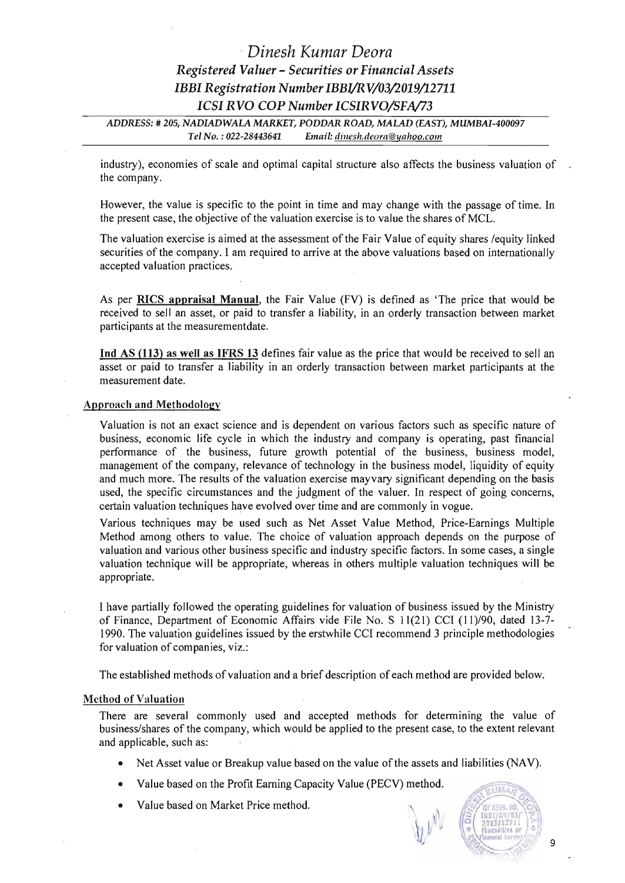industry), economies of scale and optimal capital structure also affects the business valuation of the company.

However, the value is specific to the point in time and may change with the passage of time. In the present case, the objective of the valuation exercise is to value the shares of MCL.

The valuation exercise is aimed at the assessment of the Fair Value of equity shares /equity linked securities of the company. I am required to arrive at the above valuations based on internationally accepted valuation practices.

As per **RICS appraisal Manual**, the Fair Value (FV) is defined as 'The price that would be received to sell an asset, or paid to transfer a liability, in an orderly transaction between market participants at the measurementdate.

**Ind AS (113) as well as IFRS 13** defines fair value as the price that would be received to sell an asset or paid to transfer a liability in an orderly transaction between market participants at the measurement date.

**Approach and Methodology**

Valuation is not an exact science and is dependent on various factors such as specific nature of business, economic life cycle in which the industry and company is operating, past financial performance of the business, future growth potential of the business, business model, management of the company, relevance of technology in the business model, liquidity of equity and much more. The results of the valuation exercise mayvary significant depending on the basis used, the specific circumstances and the judgment of the valuer. In respect of going concerns, certain valuation techniques have evolved over time and are commonly in vogue.

Various techniques may be used such as Net Asset Value Method, Price-Earnings Multiple Method among others to value. The choice of valuation approach depends on the purpose of valuation and various other business specific and industry specific factors. In some cases, a single valuation technique will be appropriate, whereas in others multiple valuation techniques will be appropriate.

I have partially followed the operating guidelines for valuation of business issued by the Ministry of Finance, Department of Economic Affairs vide File No. S 11(21) CCI (11)/90, dated 13-7-1990. The valuation guidelines issued by the erstwhile CCI recommend 3 principle methodologies for valuation of companies, viz.:

The established methods of valuation and a brief description of each method are provided below.

**Method of Valuation**

There are several commonly used and accepted methods for determining the value of business/shares of the company, which would be applied to the present case, to the extent relevant and applicable, such as:

- Net Asset value or Breakup value based on the value of the assets and liabilities (NAV).
- Value based on the Profit Earning Capacity Value (PECV) method.
- Value based on Market Price method.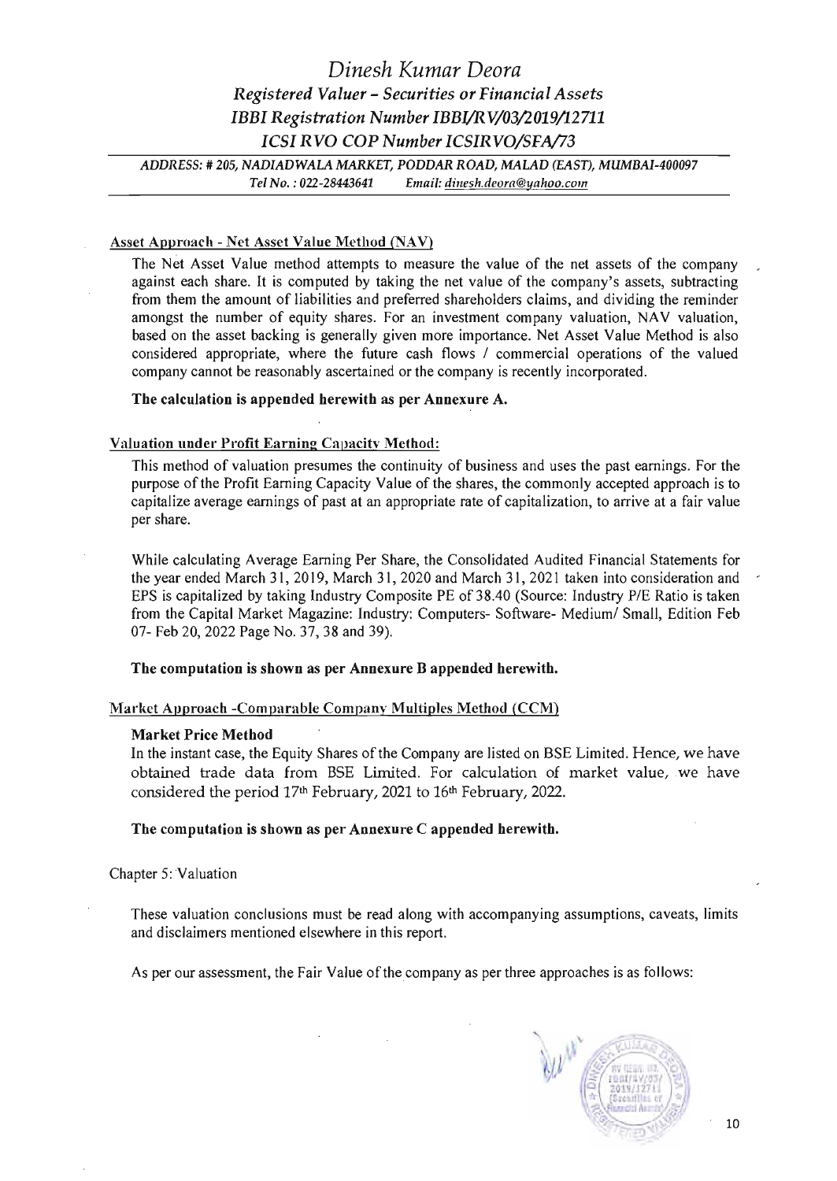#### Asset Approach - Net Asset Value Method (NAV)

The Net Asset Value method attempts to measure the value of the net assets of the company against each share. It is computed by taking the net value of the company's assets, subtracting from them the amount of liabilities and preferred shareholders claims, and dividing the reminder amongst the number of equity shares. For an investment company valuation, NAV valuation, based on the asset backing is generally given more importance. Net Asset Value Method is also considered appropriate, where the future cash flows / commercial operations of the valued company cannot be reasonably ascertained or the company is recently incorporated.

**The calculation is appended herewith as per Annexure A.**

#### Valuation under Profit Earning Capacity Method:

This method of valuation presumes the continuity of business and uses the past earnings. For the purpose of the Profit Earning Capacity Value of the shares, the commonly accepted approach is to capitalize average earnings of past at an appropriate rate of capitalization, to arrive at a fair value per share.

While calculating Average Earning Per Share, the Consolidated Audited Financial Statements for the year ended March 31, 2019, March 31, 2020 and March 31, 2021 taken into consideration and EPS is capitalized by taking Industry Composite PE of 38.40 (Source: Industry P/E Ratio is taken from the Capital Market Magazine: Industry: Computers- Software- Medium/ Small, Edition Feb 07- Feb 20, 2022 Page No. 37, 38 and 39).

**The computation is shown as per Annexure B appended herewith.**

#### Market Approach -Comparable Company Multiples Method (CCM)

**Market Price Method**

In the instant case, the Equity Shares of the Company are listed on BSE Limited. Hence, we have obtained trade data from BSE Limited. For calculation of market value, we have considered the period 17th February, 2021 to 16th February, 2022.

**The computation is shown as per Annexure C appended herewith.**

Chapter 5: Valuation

These valuation conclusions must be read along with accompanying assumptions, caveats, limits and disclaimers mentioned elsewhere in this report.

As per our assessment, the Fair Value of the company as per three approaches is as follows: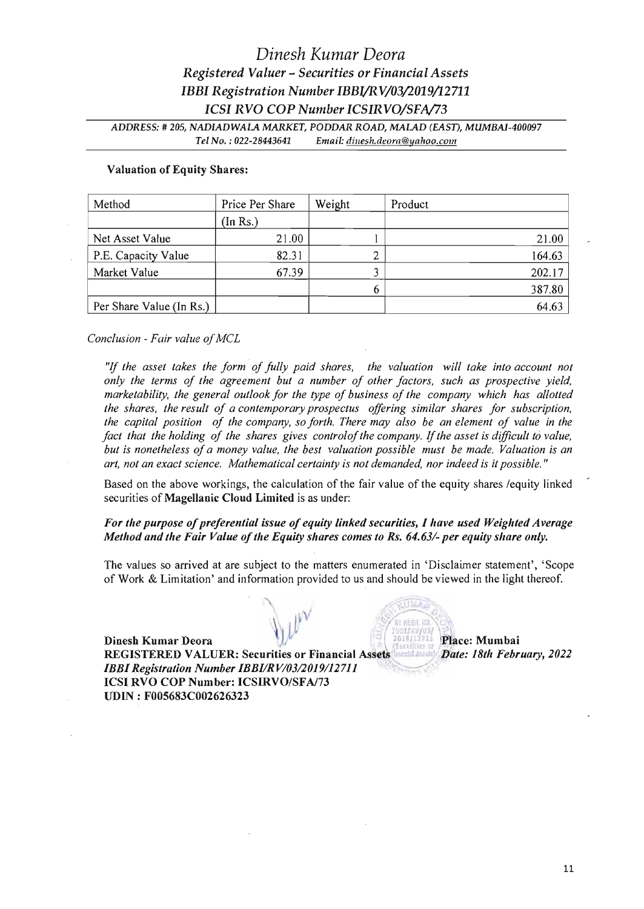# Dinesh Kumar Deora

## Registered Valuer – Securities or Financial Assets

## IBBI Registration Number IBBI/RV/03/2019/12711

## ICSI RVO COP Number ICSIRVO/SFA/73

*ADDRESS: # 205, NADIADWALA MARKET, PODDAR ROAD, MALAD (EAST), MUMBAI-400097*
*Tel No. : 022-28443641 Email: dinesh.deora@yahoo.com*

**Valuation of Equity Shares:**

| Method | Price Per Share | Weight | Product |
|---|---|---|---|
| | (In Rs.) | | |
| Net Asset Value | 21.00 | 1 | 21.00 |
| P.E. Capacity Value | 82.31 | 2 | 164.63 |
| Market Value | 67.39 | 3 | 202.17 |
| | | 6 | 387.80 |
| Per Share Value (In Rs.) | | | 64.63 |

*Conclusion - Fair value of MCL*

*"If the asset takes the form of fully paid shares, the valuation will take into account not only the terms of the agreement but a number of other factors, such as prospective yield, marketability, the general outlook for the type of business of the company which has allotted the shares, the result of a contemporary prospectus offering similar shares for subscription, the capital position of the company, so forth. There may also be an element of value in the fact that the holding of the shares gives controlof the company. If the asset is difficult to value, but is nonetheless of a money value, the best valuation possible must be made. Valuation is an art, not an exact science. Mathematical certainty is not demanded, nor indeed is it possible."*

Based on the above workings, the calculation of the fair value of the equity shares /equity linked securities of **Magellanic Cloud Limited** is as under:

***For the purpose of preferential issue of equity linked securities, I have used Weighted Average Method and the Fair Value of the Equity shares comes to Rs. 64.63/- per equity share only.***

The values so arrived at are subject to the matters enumerated in 'Disclaimer statement', 'Scope of Work & Limitation' and information provided to us and should be viewed in the light thereof.

**Dinesh Kumar Deora**
**REGISTERED VALUER: Securities or Financial Assets**
***IBBI Registration Number IBBI/RV/03/2019/12711***
**ICSI RVO COP Number: ICSIRVO/SFA/73**
**UDIN : F005683C002626323**

**Place: Mumbai**
***Date: 18th February, 2022***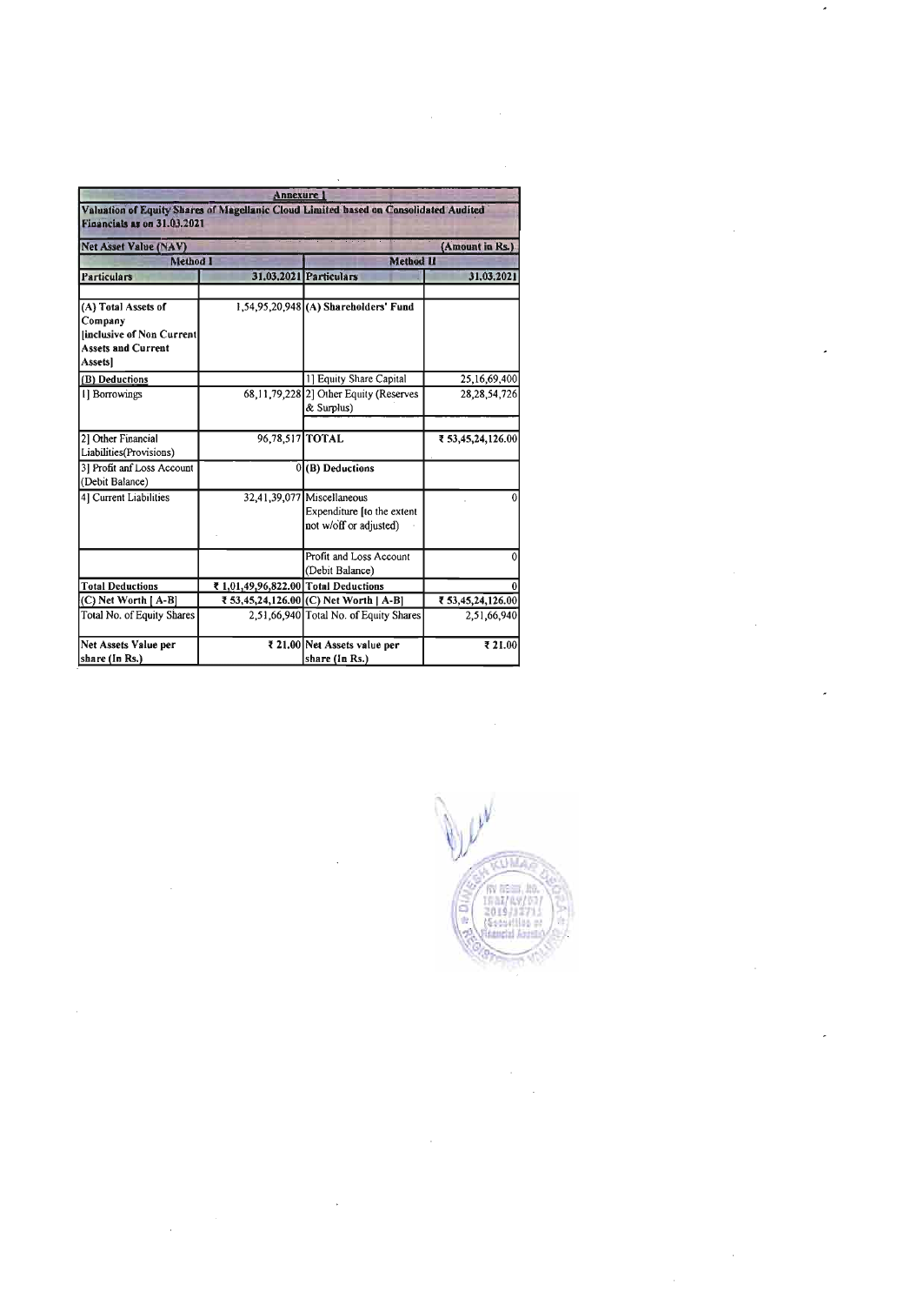| Annexure I | | | |
|---|---|---|---|
| **Valuation of Equity Shares of Magellanic Cloud Limited based on Consolidated Audited Financials as on 31.03.2021** | | | |
| **Net Asset Value (NAV)** | | | **(Amount in Rs.)** |
| **Method I** | | **Method II** | |
| **Particulars** | **31.03.2021** | **Particulars** | **31.03.2021** |
| | | | |
| **(A) Total Assets of Company [inclusive of Non Current Assets and Current Assets]** | 1,54,95,20,948 | **(A) Shareholders' Fund** | |
| **(B) Deductions** | | 1] Equity Share Capital | 25,16,69,400 |
| 1] Borrowings | 68,11,79,228 | 2] Other Equity (Reserves & Surplus) | 28,28,54,726 |
| 2] Other Financial Liabilities(Provisions) | 96,78,517 | **TOTAL** | ₹ 53,45,24,126.00 |
| 3] Profit anf Loss Account (Debit Balance) | 0 | **(B) Deductions** | |
| 4] Current Liabilities | 32,41,39,077 | Miscellaneous Expenditure [to the extent not w/off or adjusted) | 0 |
| | | Profit and Loss Account (Debit Balance) | 0 |
| **Total Deductions** | **₹ 1,01,49,96,822.00** | **Total Deductions** | **0** |
| **(C) Net Worth [ A-B]** | **₹ 53,45,24,126.00** | **(C) Net Worth [ A-B]** | **₹ 53,45,24,126.00** |
| Total No. of Equity Shares | 2,51,66,940 | Total No. of Equity Shares | 2,51,66,940 |
| **Net Assets Value per share (In Rs.)** | **₹ 21.00** | **Net Assets value per share (In Rs.)** | **₹ 21.00** |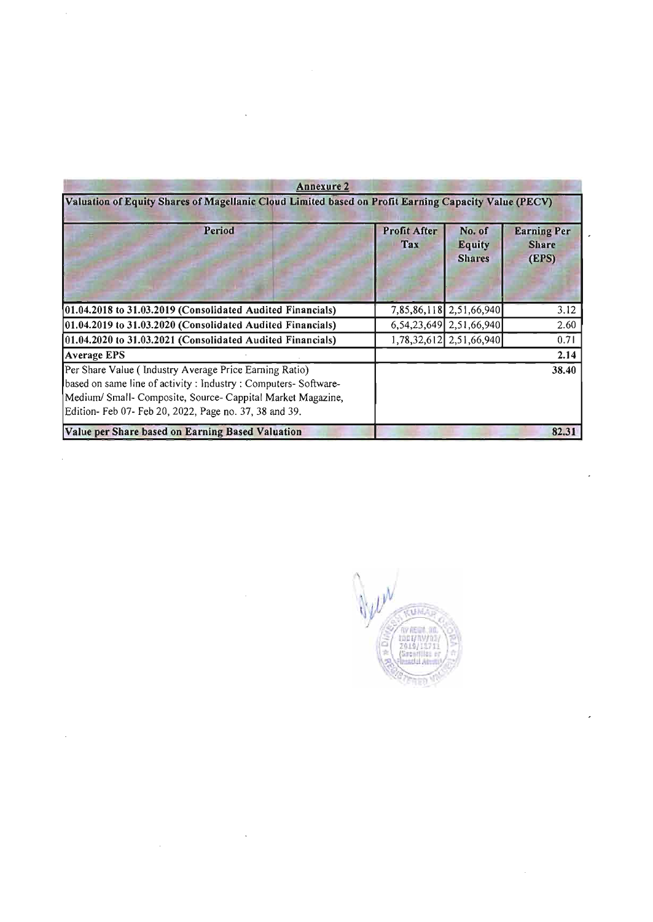## Annexure 2

| Valuation of Equity Shares of Magellanic Cloud Limited based on Profit Earning Capacity Value (PECV) | | | |
|---|---|---|---|
| **Period** | **Profit After Tax** | **No. of Equity Shares** | **Earning Per Share (EPS)** |
| **01.04.2018 to 31.03.2019 (Consolidated Audited Financials)** | 7,85,86,118 | 2,51,66,940 | 3.12 |
| **01.04.2019 to 31.03.2020 (Consolidated Audited Financials)** | 6,54,23,649 | 2,51,66,940 | 2.60 |
| **01.04.2020 to 31.03.2021 (Consolidated Audited Financials)** | 1,78,32,612 | 2,51,66,940 | 0.71 |
| **Average EPS** | | | **2.14** |
| Per Share Value ( Industry Average Price Earning Ratio) based on same line of activity : Industry : Computers- Software-Medium/ Small- Composite, Source- Cappital Market Magazine, Edition- Feb 07- Feb 20, 2022, Page no. 37, 38 and 39. | | | **38.40** |
| **Value per Share based on Earning Based Valuation** | | | **82.31** |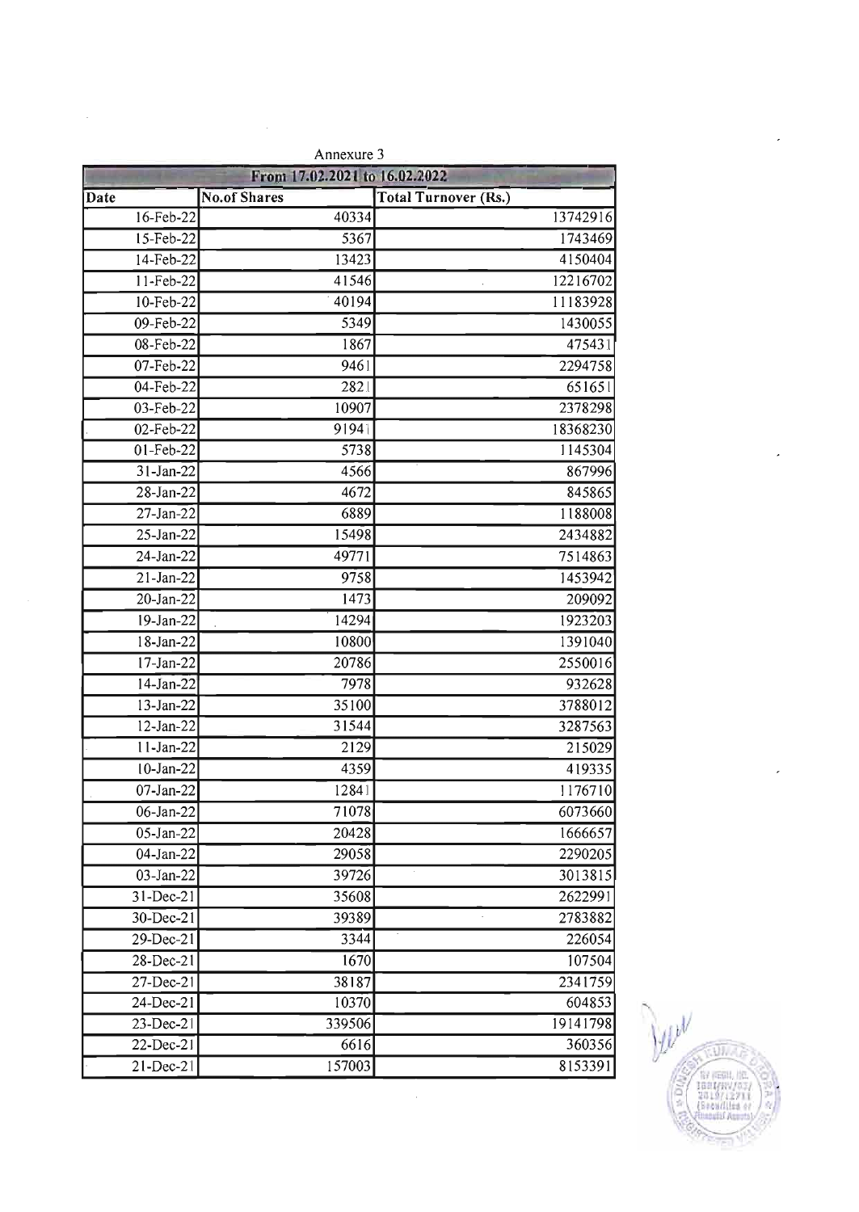Annexure 3

| From 17.02.2021 to 16.02.2022 | | |
|---|---|---|
| Date | No.of Shares | Total Turnover (Rs.) |
| 16-Feb-22 | 40334 | 13742916 |
| 15-Feb-22 | 5367 | 1743469 |
| 14-Feb-22 | 13423 | 4150404 |
| 11-Feb-22 | 41546 | 12216702 |
| 10-Feb-22 | 40194 | 11183928 |
| 09-Feb-22 | 5349 | 1430055 |
| 08-Feb-22 | 1867 | 475431 |
| 07-Feb-22 | 9461 | 2294758 |
| 04-Feb-22 | 2821 | 651651 |
| 03-Feb-22 | 10907 | 2378298 |
| 02-Feb-22 | 91941 | 18368230 |
| 01-Feb-22 | 5738 | 1145304 |
| 31-Jan-22 | 4566 | 867996 |
| 28-Jan-22 | 4672 | 845865 |
| 27-Jan-22 | 6889 | 1188008 |
| 25-Jan-22 | 15498 | 2434882 |
| 24-Jan-22 | 49771 | 7514863 |
| 21-Jan-22 | 9758 | 1453942 |
| 20-Jan-22 | 1473 | 209092 |
| 19-Jan-22 | 14294 | 1923203 |
| 18-Jan-22 | 10800 | 1391040 |
| 17-Jan-22 | 20786 | 2550016 |
| 14-Jan-22 | 7978 | 932628 |
| 13-Jan-22 | 35100 | 3788012 |
| 12-Jan-22 | 31544 | 3287563 |
| 11-Jan-22 | 2129 | 215029 |
| 10-Jan-22 | 4359 | 419335 |
| 07-Jan-22 | 12841 | 1176710 |
| 06-Jan-22 | 71078 | 6073660 |
| 05-Jan-22 | 20428 | 1666657 |
| 04-Jan-22 | 29058 | 2290205 |
| 03-Jan-22 | 39726 | 3013815 |
| 31-Dec-21 | 35608 | 2622991 |
| 30-Dec-21 | 39389 | 2783882 |
| 29-Dec-21 | 3344 | 226054 |
| 28-Dec-21 | 1670 | 107504 |
| 27-Dec-21 | 38187 | 2341759 |
| 24-Dec-21 | 10370 | 604853 |
| 23-Dec-21 | 339506 | 19141798 |
| 22-Dec-21 | 6616 | 360356 |
| 21-Dec-21 | 157003 | 8153391 |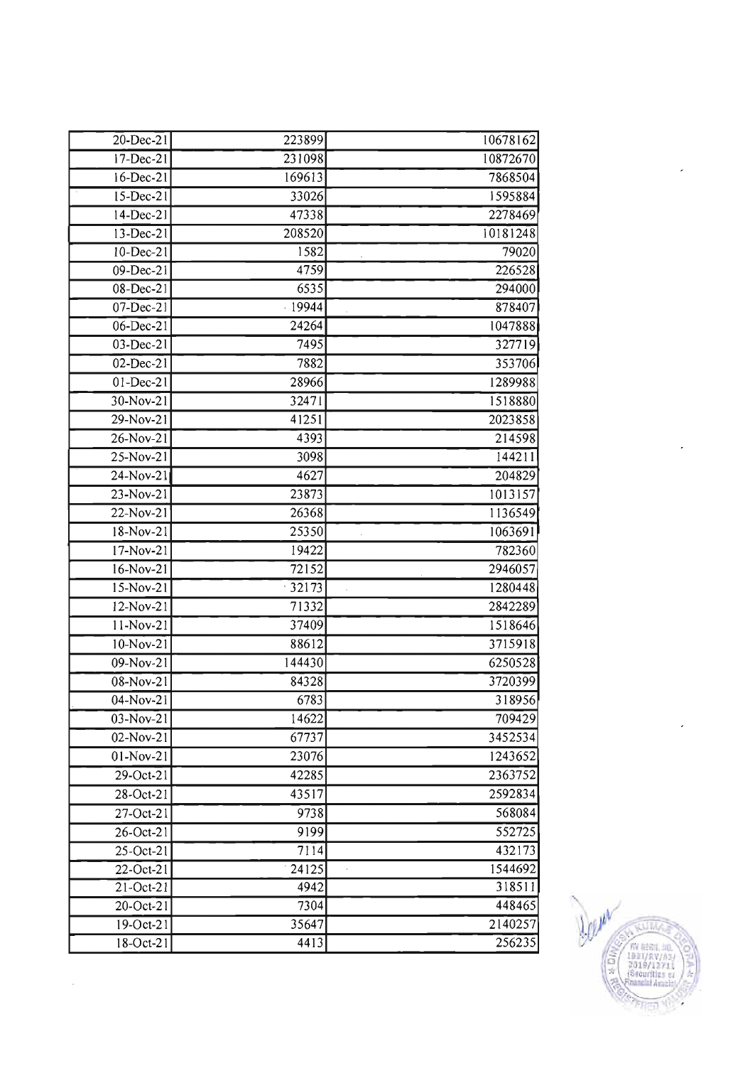| | | |
|---|---|---|
| 20-Dec-21 | 223899 | 10678162 |
| 17-Dec-21 | 231098 | 10872670 |
| 16-Dec-21 | 169613 | 7868504 |
| 15-Dec-21 | 33026 | 1595884 |
| 14-Dec-21 | 47338 | 2278469 |
| 13-Dec-21 | 208520 | 10181248 |
| 10-Dec-21 | 1582 | 79020 |
| 09-Dec-21 | 4759 | 226528 |
| 08-Dec-21 | 6535 | 294000 |
| 07-Dec-21 | 19944 | 878407 |
| 06-Dec-21 | 24264 | 1047888 |
| 03-Dec-21 | 7495 | 327719 |
| 02-Dec-21 | 7882 | 353706 |
| 01-Dec-21 | 28966 | 1289988 |
| 30-Nov-21 | 32471 | 1518880 |
| 29-Nov-21 | 41251 | 2023858 |
| 26-Nov-21 | 4393 | 214598 |
| 25-Nov-21 | 3098 | 144211 |
| 24-Nov-21 | 4627 | 204829 |
| 23-Nov-21 | 23873 | 1013157 |
| 22-Nov-21 | 26368 | 1136549 |
| 18-Nov-21 | 25350 | 1063691 |
| 17-Nov-21 | 19422 | 782360 |
| 16-Nov-21 | 72152 | 2946057 |
| 15-Nov-21 | 32173 | 1280448 |
| 12-Nov-21 | 71332 | 2842289 |
| 11-Nov-21 | 37409 | 1518646 |
| 10-Nov-21 | 88612 | 3715918 |
| 09-Nov-21 | 144430 | 6250528 |
| 08-Nov-21 | 84328 | 3720399 |
| 04-Nov-21 | 6783 | 318956 |
| 03-Nov-21 | 14622 | 709429 |
| 02-Nov-21 | 67737 | 3452534 |
| 01-Nov-21 | 23076 | 1243652 |
| 29-Oct-21 | 42285 | 2363752 |
| 28-Oct-21 | 43517 | 2592834 |
| 27-Oct-21 | 9738 | 568084 |
| 26-Oct-21 | 9199 | 552725 |
| 25-Oct-21 | 7114 | 432173 |
| 22-Oct-21 | 24125 | 1544692 |
| 21-Oct-21 | 4942 | 318511 |
| 20-Oct-21 | 7304 | 448465 |
| 19-Oct-21 | 35647 | 2140257 |
| 18-Oct-21 | 4413 | 256235 |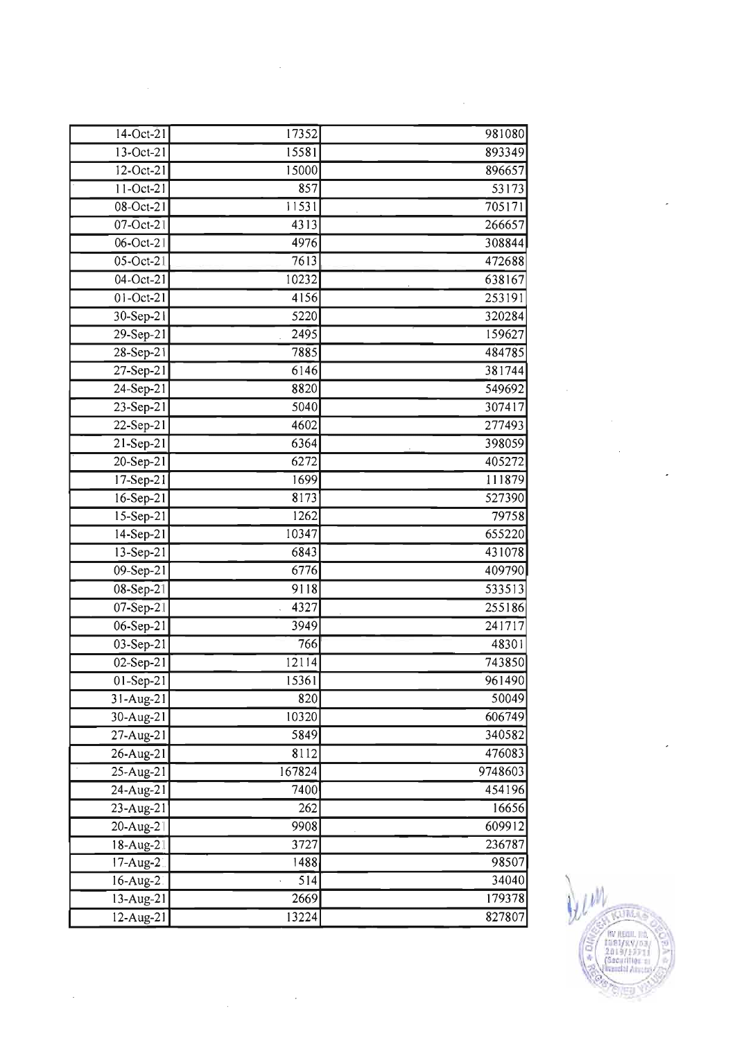| | | |
|---|---|---|
| 14-Oct-21 | 17352 | 981080 |
| 13-Oct-21 | 15581 | 893349 |
| 12-Oct-21 | 15000 | 896657 |
| 11-Oct-21 | 857 | 53173 |
| 08-Oct-21 | 11531 | 705171 |
| 07-Oct-21 | 4313 | 266657 |
| 06-Oct-21 | 4976 | 308844 |
| 05-Oct-21 | 7613 | 472688 |
| 04-Oct-21 | 10232 | 638167 |
| 01-Oct-21 | 4156 | 253191 |
| 30-Sep-21 | 5220 | 320284 |
| 29-Sep-21 | 2495 | 159627 |
| 28-Sep-21 | 7885 | 484785 |
| 27-Sep-21 | 6146 | 381744 |
| 24-Sep-21 | 8820 | 549692 |
| 23-Sep-21 | 5040 | 307417 |
| 22-Sep-21 | 4602 | 277493 |
| 21-Sep-21 | 6364 | 398059 |
| 20-Sep-21 | 6272 | 405272 |
| 17-Sep-21 | 1699 | 111879 |
| 16-Sep-21 | 8173 | 527390 |
| 15-Sep-21 | 1262 | 79758 |
| 14-Sep-21 | 10347 | 655220 |
| 13-Sep-21 | 6843 | 431078 |
| 09-Sep-21 | 6776 | 409790 |
| 08-Sep-21 | 9118 | 533513 |
| 07-Sep-21 | 4327 | 255186 |
| 06-Sep-21 | 3949 | 241717 |
| 03-Sep-21 | 766 | 48301 |
| 02-Sep-21 | 12114 | 743850 |
| 01-Sep-21 | 15361 | 961490 |
| 31-Aug-21 | 820 | 50049 |
| 30-Aug-21 | 10320 | 606749 |
| 27-Aug-21 | 5849 | 340582 |
| 26-Aug-21 | 8112 | 476083 |
| 25-Aug-21 | 167824 | 9748603 |
| 24-Aug-21 | 7400 | 454196 |
| 23-Aug-21 | 262 | 16656 |
| 20-Aug-21 | 9908 | 609912 |
| 18-Aug-21 | 3727 | 236787 |
| 17-Aug-21 | 1488 | 98507 |
| 16-Aug-21 | 514 | 34040 |
| 13-Aug-21 | 2669 | 179378 |
| 12-Aug-21 | 13224 | 827807 |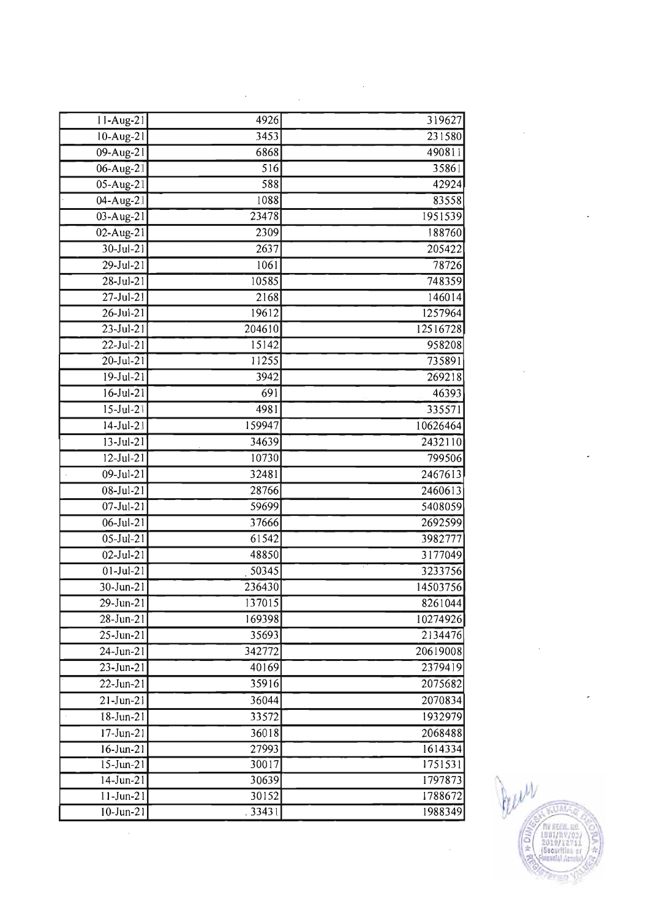| | | |
|---|---|---|
| 11-Aug-21 | 4926 | 319627 |
| 10-Aug-21 | 3453 | 231580 |
| 09-Aug-21 | 6868 | 490811 |
| 06-Aug-21 | 516 | 35861 |
| 05-Aug-21 | 588 | 42924 |
| 04-Aug-21 | 1088 | 83558 |
| 03-Aug-21 | 23478 | 1951539 |
| 02-Aug-21 | 2309 | 188760 |
| 30-Jul-21 | 2637 | 205422 |
| 29-Jul-21 | 1061 | 78726 |
| 28-Jul-21 | 10585 | 748359 |
| 27-Jul-21 | 2168 | 146014 |
| 26-Jul-21 | 19612 | 1257964 |
| 23-Jul-21 | 204610 | 12516728 |
| 22-Jul-21 | 15142 | 958208 |
| 20-Jul-21 | 11255 | 735891 |
| 19-Jul-21 | 3942 | 269218 |
| 16-Jul-21 | 691 | 46393 |
| 15-Jul-21 | 4981 | 335571 |
| 14-Jul-21 | 159947 | 10626464 |
| 13-Jul-21 | 34639 | 2432110 |
| 12-Jul-21 | 10730 | 799506 |
| 09-Jul-21 | 32481 | 2467613 |
| 08-Jul-21 | 28766 | 2460613 |
| 07-Jul-21 | 59699 | 5408059 |
| 06-Jul-21 | 37666 | 2692599 |
| 05-Jul-21 | 61542 | 3982777 |
| 02-Jul-21 | 48850 | 3177049 |
| 01-Jul-21 | 50345 | 3233756 |
| 30-Jun-21 | 236430 | 14503756 |
| 29-Jun-21 | 137015 | 8261044 |
| 28-Jun-21 | 169398 | 10274926 |
| 25-Jun-21 | 35693 | 2134476 |
| 24-Jun-21 | 342772 | 20619008 |
| 23-Jun-21 | 40169 | 2379419 |
| 22-Jun-21 | 35916 | 2075682 |
| 21-Jun-21 | 36044 | 2070834 |
| 18-Jun-21 | 33572 | 1932979 |
| 17-Jun-21 | 36018 | 2068488 |
| 16-Jun-21 | 27993 | 1614334 |
| 15-Jun-21 | 30017 | 1751531 |
| 14-Jun-21 | 30639 | 1797873 |
| 11-Jun-21 | 30152 | 1788672 |
| 10-Jun-21 | 33431 | 1988349 |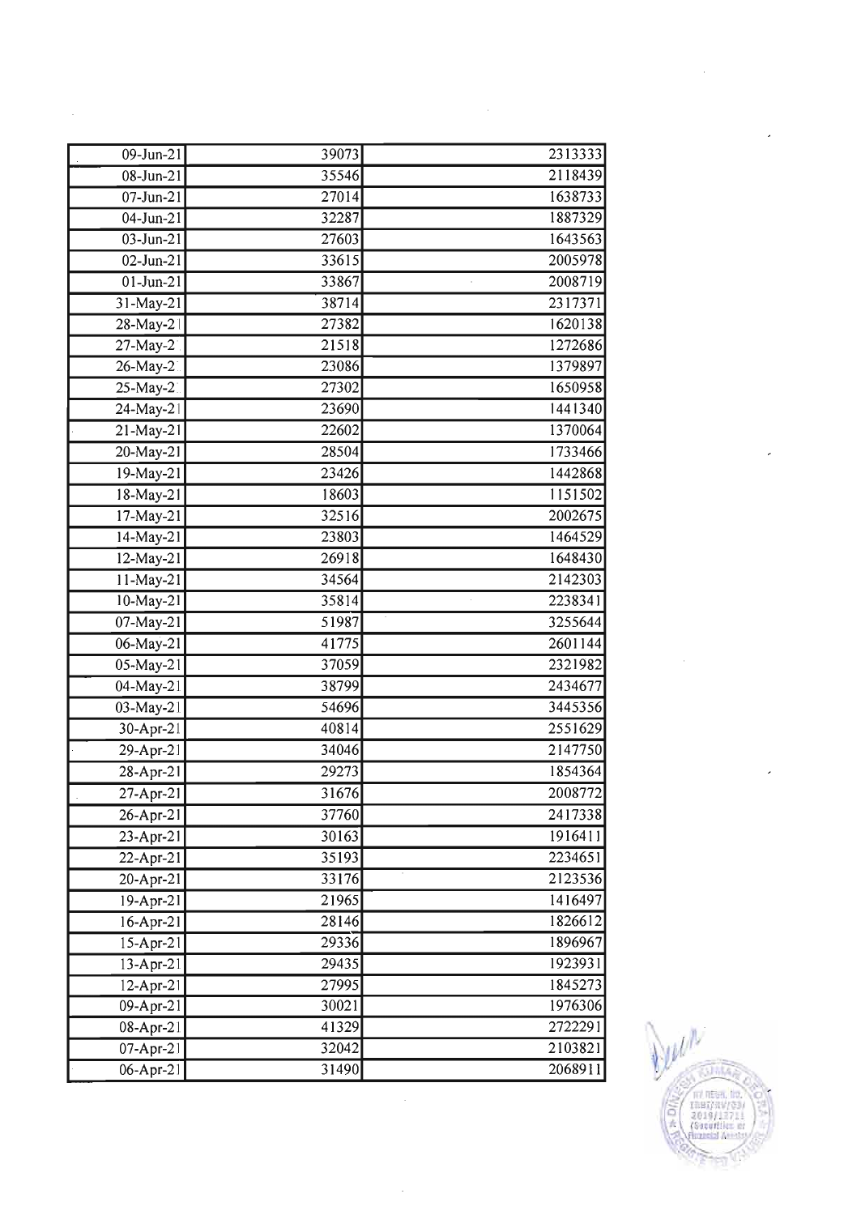| | | |
|---|---|---|
| 09-Jun-21 | 39073 | 2313333 |
| 08-Jun-21 | 35546 | 2118439 |
| 07-Jun-21 | 27014 | 1638733 |
| 04-Jun-21 | 32287 | 1887329 |
| 03-Jun-21 | 27603 | 1643563 |
| 02-Jun-21 | 33615 | 2005978 |
| 01-Jun-21 | 33867 | 2008719 |
| 31-May-21 | 38714 | 2317371 |
| 28-May-21 | 27382 | 1620138 |
| 27-May-21 | 21518 | 1272686 |
| 26-May-21 | 23086 | 1379897 |
| 25-May-21 | 27302 | 1650958 |
| 24-May-21 | 23690 | 1441340 |
| 21-May-21 | 22602 | 1370064 |
| 20-May-21 | 28504 | 1733466 |
| 19-May-21 | 23426 | 1442868 |
| 18-May-21 | 18603 | 1151502 |
| 17-May-21 | 32516 | 2002675 |
| 14-May-21 | 23803 | 1464529 |
| 12-May-21 | 26918 | 1648430 |
| 11-May-21 | 34564 | 2142303 |
| 10-May-21 | 35814 | 2238341 |
| 07-May-21 | 51987 | 3255644 |
| 06-May-21 | 41775 | 2601144 |
| 05-May-21 | 37059 | 2321982 |
| 04-May-21 | 38799 | 2434677 |
| 03-May-21 | 54696 | 3445356 |
| 30-Apr-21 | 40814 | 2551629 |
| 29-Apr-21 | 34046 | 2147750 |
| 28-Apr-21 | 29273 | 1854364 |
| 27-Apr-21 | 31676 | 2008772 |
| 26-Apr-21 | 37760 | 2417338 |
| 23-Apr-21 | 30163 | 1916411 |
| 22-Apr-21 | 35193 | 2234651 |
| 20-Apr-21 | 33176 | 2123536 |
| 19-Apr-21 | 21965 | 1416497 |
| 16-Apr-21 | 28146 | 1826612 |
| 15-Apr-21 | 29336 | 1896967 |
| 13-Apr-21 | 29435 | 1923931 |
| 12-Apr-21 | 27995 | 1845273 |
| 09-Apr-21 | 30021 | 1976306 |
| 08-Apr-21 | 41329 | 2722291 |
| 07-Apr-21 | 32042 | 2103821 |
| 06-Apr-21 | 31490 | 2068911 |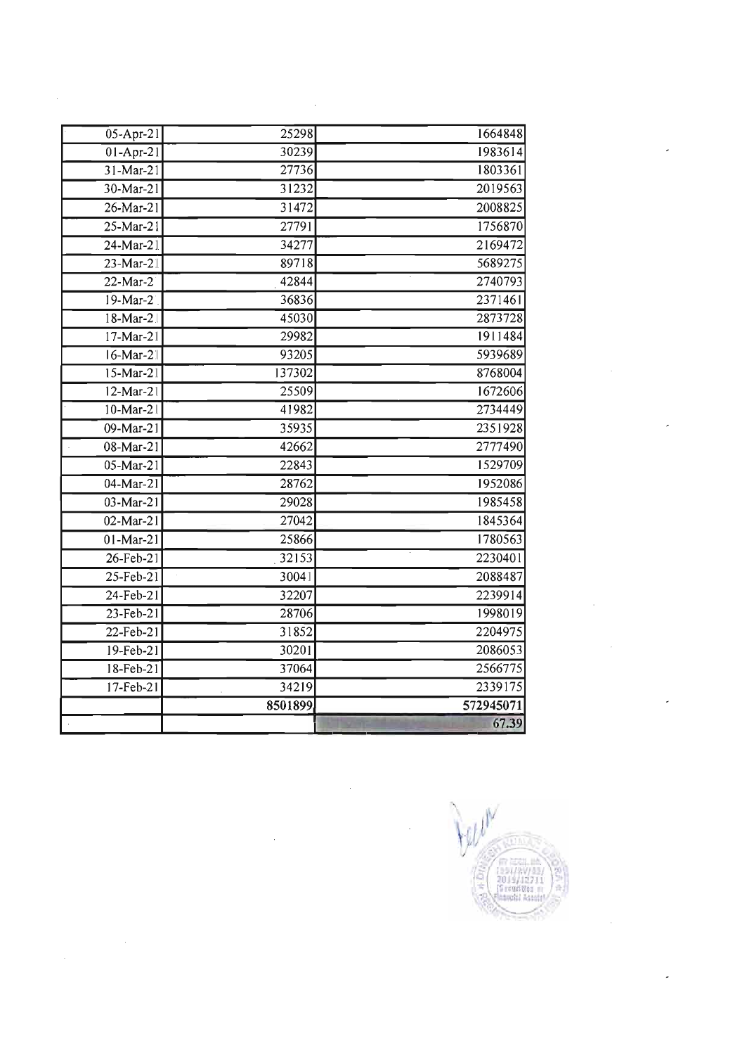| | | |
|---|---|---|
| 05-Apr-21 | 25298 | 1664848 |
| 01-Apr-21 | 30239 | 1983614 |
| 31-Mar-21 | 27736 | 1803361 |
| 30-Mar-21 | 31232 | 2019563 |
| 26-Mar-21 | 31472 | 2008825 |
| 25-Mar-21 | 27791 | 1756870 |
| 24-Mar-21 | 34277 | 2169472 |
| 23-Mar-21 | 89718 | 5689275 |
| 22-Mar-2 | 42844 | 2740793 |
| 19-Mar-2 | 36836 | 2371461 |
| 18-Mar-2 | 45030 | 2873728 |
| 17-Mar-21 | 29982 | 1911484 |
| 16-Mar-21 | 93205 | 5939689 |
| 15-Mar-21 | 137302 | 8768004 |
| 12-Mar-21 | 25509 | 1672606 |
| 10-Mar-21 | 41982 | 2734449 |
| 09-Mar-21 | 35935 | 2351928 |
| 08-Mar-21 | 42662 | 2777490 |
| 05-Mar-21 | 22843 | 1529709 |
| 04-Mar-21 | 28762 | 1952086 |
| 03-Mar-21 | 29028 | 1985458 |
| 02-Mar-21 | 27042 | 1845364 |
| 01-Mar-21 | 25866 | 1780563 |
| 26-Feb-21 | 32153 | 2230401 |
| 25-Feb-21 | 30041 | 2088487 |
| 24-Feb-21 | 32207 | 2239914 |
| 23-Feb-21 | 28706 | 1998019 |
| 22-Feb-21 | 31852 | 2204975 |
| 19-Feb-21 | 30201 | 2086053 |
| 18-Feb-21 | 37064 | 2566775 |
| 17-Feb-21 | 34219 | 2339175 |
| | 8501899 | 572945071 |
| | | 67.39 |